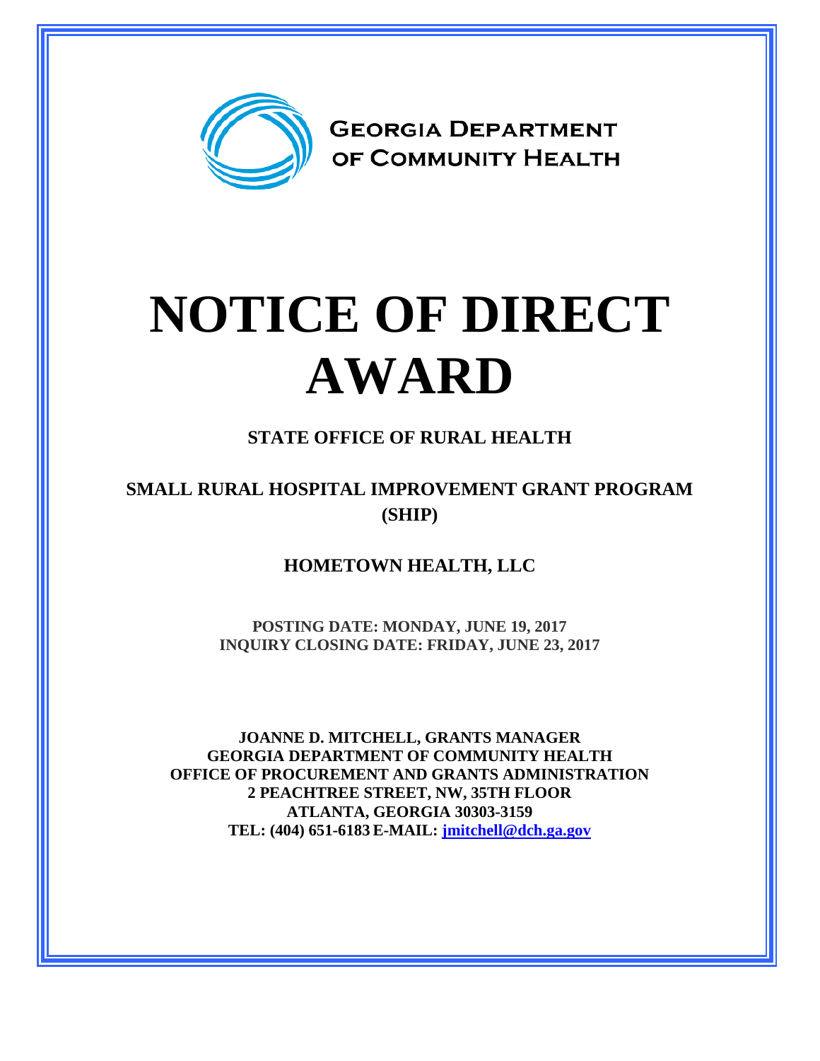GEORGIA DEPARTMENT OF COMMUNITY HEALTH

# NOTICE OF DIRECT AWARD

## STATE OFFICE OF RURAL HEALTH

## SMALL RURAL HOSPITAL IMPROVEMENT GRANT PROGRAM (SHIP)

## HOMETOWN HEALTH, LLC

**POSTING DATE: MONDAY, JUNE 19, 2017**
**INQUIRY CLOSING DATE: FRIDAY, JUNE 23, 2017**

**JOANNE D. MITCHELL, GRANTS MANAGER**
**GEORGIA DEPARTMENT OF COMMUNITY HEALTH**
**OFFICE OF PROCUREMENT AND GRANTS ADMINISTRATION**
**2 PEACHTREE STREET, NW, 35TH FLOOR**
**ATLANTA, GEORGIA 30303-3159**
**TEL: (404) 651-6183 E-MAIL: jmitchell@dch.ga.gov**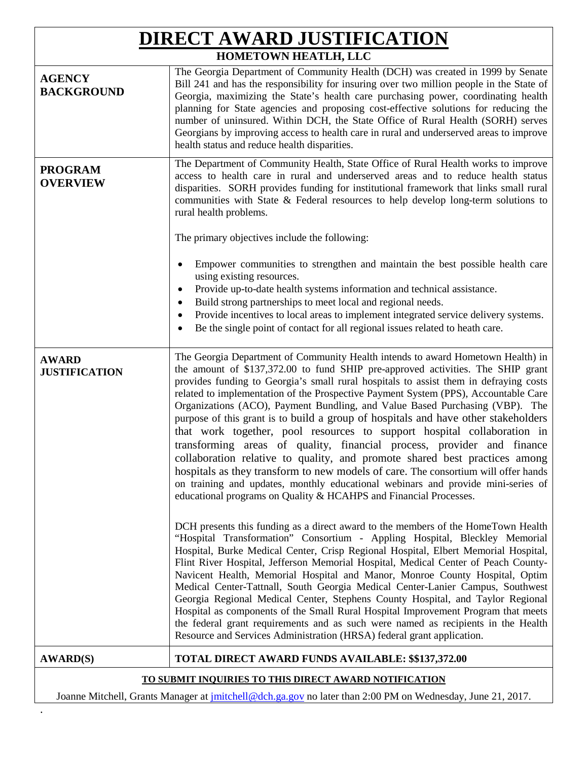# DIRECT AWARD JUSTIFICATION

## HOMETOWN HEATLH, LLC

| | |
|---|---|
| **AGENCY BACKGROUND** | The Georgia Department of Community Health (DCH) was created in 1999 by Senate Bill 241 and has the responsibility for insuring over two million people in the State of Georgia, maximizing the State's health care purchasing power, coordinating health planning for State agencies and proposing cost-effective solutions for reducing the number of uninsured. Within DCH, the State Office of Rural Health (SORH) serves Georgians by improving access to health care in rural and underserved areas to improve health status and reduce health disparities. |
| **PROGRAM OVERVIEW** | The Department of Community Health, State Office of Rural Health works to improve access to health care in rural and underserved areas and to reduce health status disparities. SORH provides funding for institutional framework that links small rural communities with State & Federal resources to help develop long-term solutions to rural health problems.<br><br>The primary objectives include the following:<br><br>• Empower communities to strengthen and maintain the best possible health care using existing resources.<br>• Provide up-to-date health systems information and technical assistance.<br>• Build strong partnerships to meet local and regional needs.<br>• Provide incentives to local areas to implement integrated service delivery systems.<br>• Be the single point of contact for all regional issues related to heath care. |
| **AWARD JUSTIFICATION** | The Georgia Department of Community Health intends to award Hometown Health) in the amount of $137,372.00 to fund SHIP pre-approved activities. The SHIP grant provides funding to Georgia's small rural hospitals to assist them in defraying costs related to implementation of the Prospective Payment System (PPS), Accountable Care Organizations (ACO), Payment Bundling, and Value Based Purchasing (VBP). The purpose of this grant is to build a group of hospitals and have other stakeholders that work together, pool resources to support hospital collaboration in transforming areas of quality, financial process, provider and finance collaboration relative to quality, and promote shared best practices among hospitals as they transform to new models of care. The consortium will offer hands on training and updates, monthly educational webinars and provide mini-series of educational programs on Quality & HCAHPS and Financial Processes.<br><br>DCH presents this funding as a direct award to the members of the HomeTown Health "Hospital Transformation" Consortium - Appling Hospital, Bleckley Memorial Hospital, Burke Medical Center, Crisp Regional Hospital, Elbert Memorial Hospital, Flint River Hospital, Jefferson Memorial Hospital, Medical Center of Peach County-Navicent Health, Memorial Hospital and Manor, Monroe County Hospital, Optim Medical Center-Tattnall, South Georgia Medical Center-Lanier Campus, Southwest Georgia Regional Medical Center, Stephens County Hospital, and Taylor Regional Hospital as components of the Small Rural Hospital Improvement Program that meets the federal grant requirements and as such were named as recipients in the Health Resource and Services Administration (HRSA) federal grant application. |
| **AWARD(S)** | **TOTAL DIRECT AWARD FUNDS AVAILABLE: $$137,372.00** |

**TO SUBMIT INQUIRIES TO THIS DIRECT AWARD NOTIFICATION**

Joanne Mitchell, Grants Manager at jmitchell@dch.ga.gov no later than 2:00 PM on Wednesday, June 21, 2017.